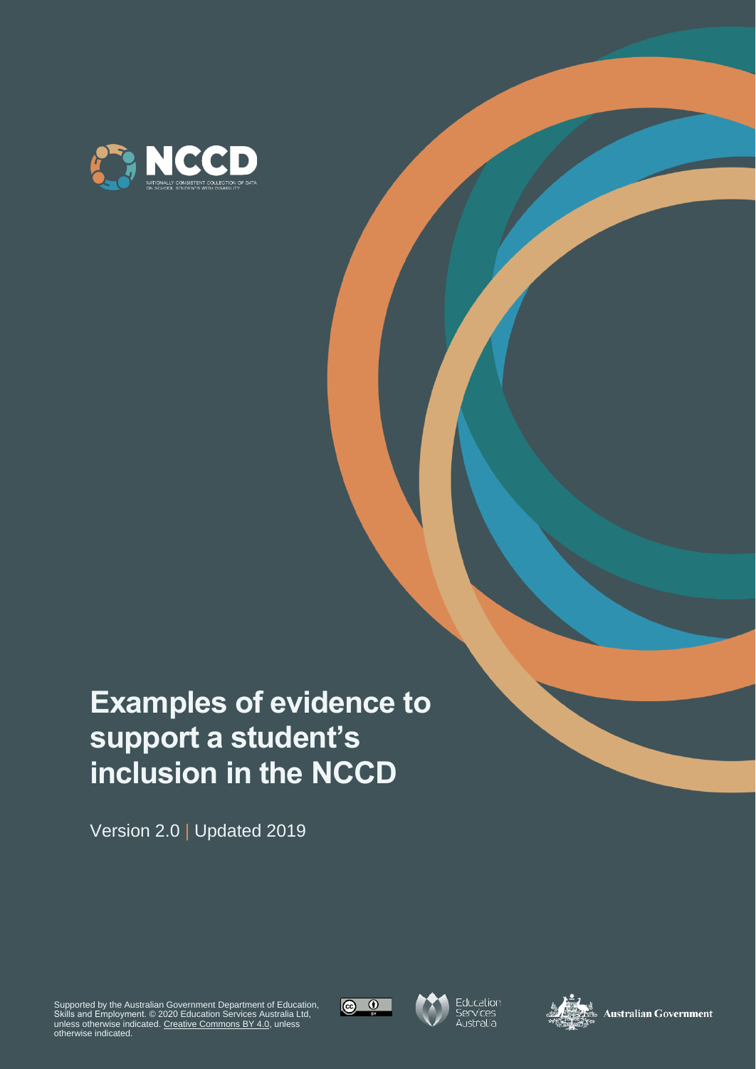NCCD

NATIONALLY CONSISTENT COLLECTION OF DATA ON SCHOOL STUDENTS WITH DISABILITY

# Examples of evidence to support a student's inclusion in the NCCD

Version 2.0 | Updated 2019

Supported by the Australian Government Department of Education, Skills and Employment. © 2020 Education Services Australia Ltd, unless otherwise indicated. Creative Commons BY 4.0, unless otherwise indicated.

Education Services Australia

Australian Government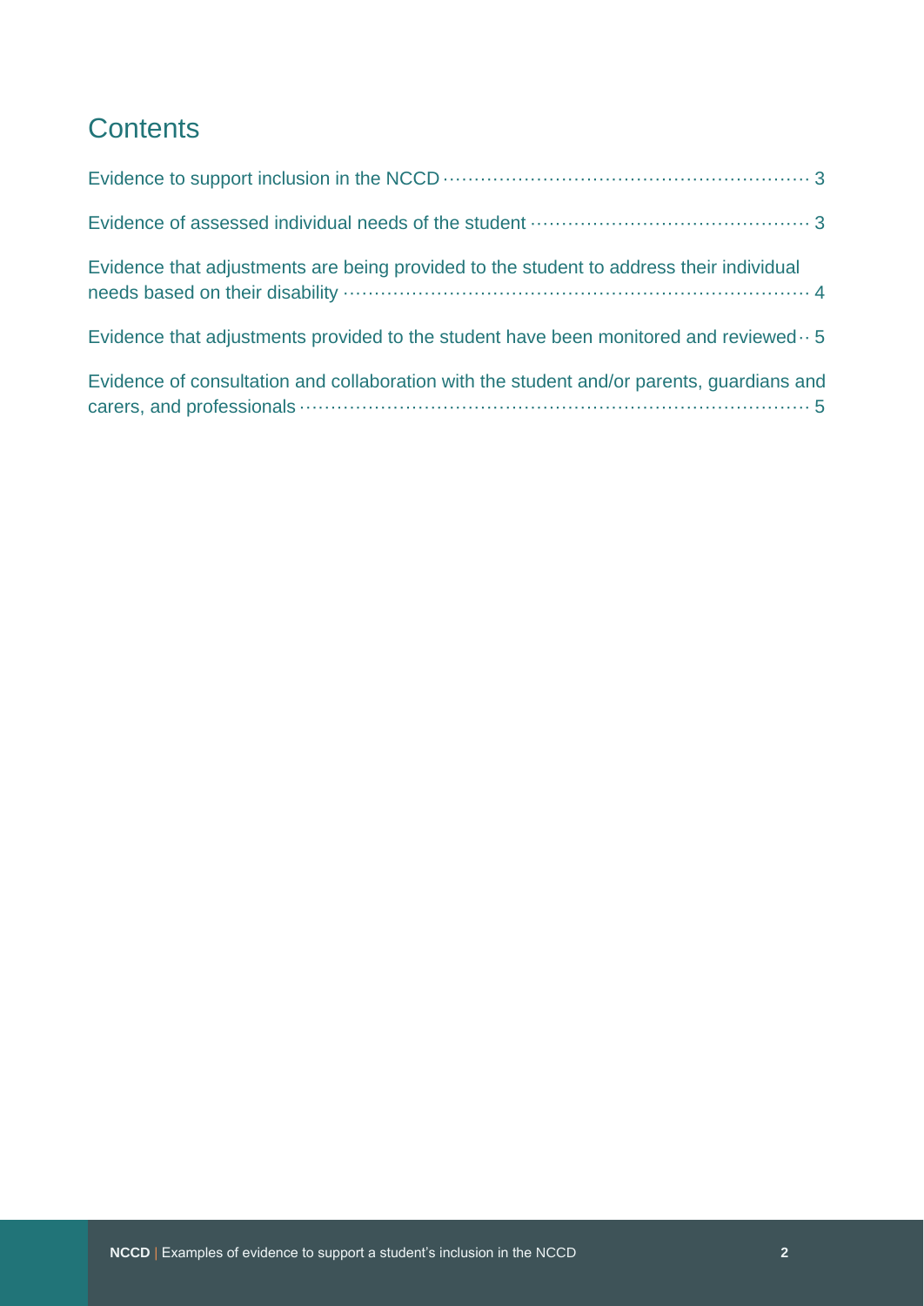# Contents

- Evidence to support inclusion in the NCCD ........ 3
- Evidence of assessed individual needs of the student ........ 3
- Evidence that adjustments are being provided to the student to address their individual needs based on their disability ........ 4
- Evidence that adjustments provided to the student have been monitored and reviewed ........ 5
- Evidence of consultation and collaboration with the student and/or parents, guardians and carers, and professionals ........ 5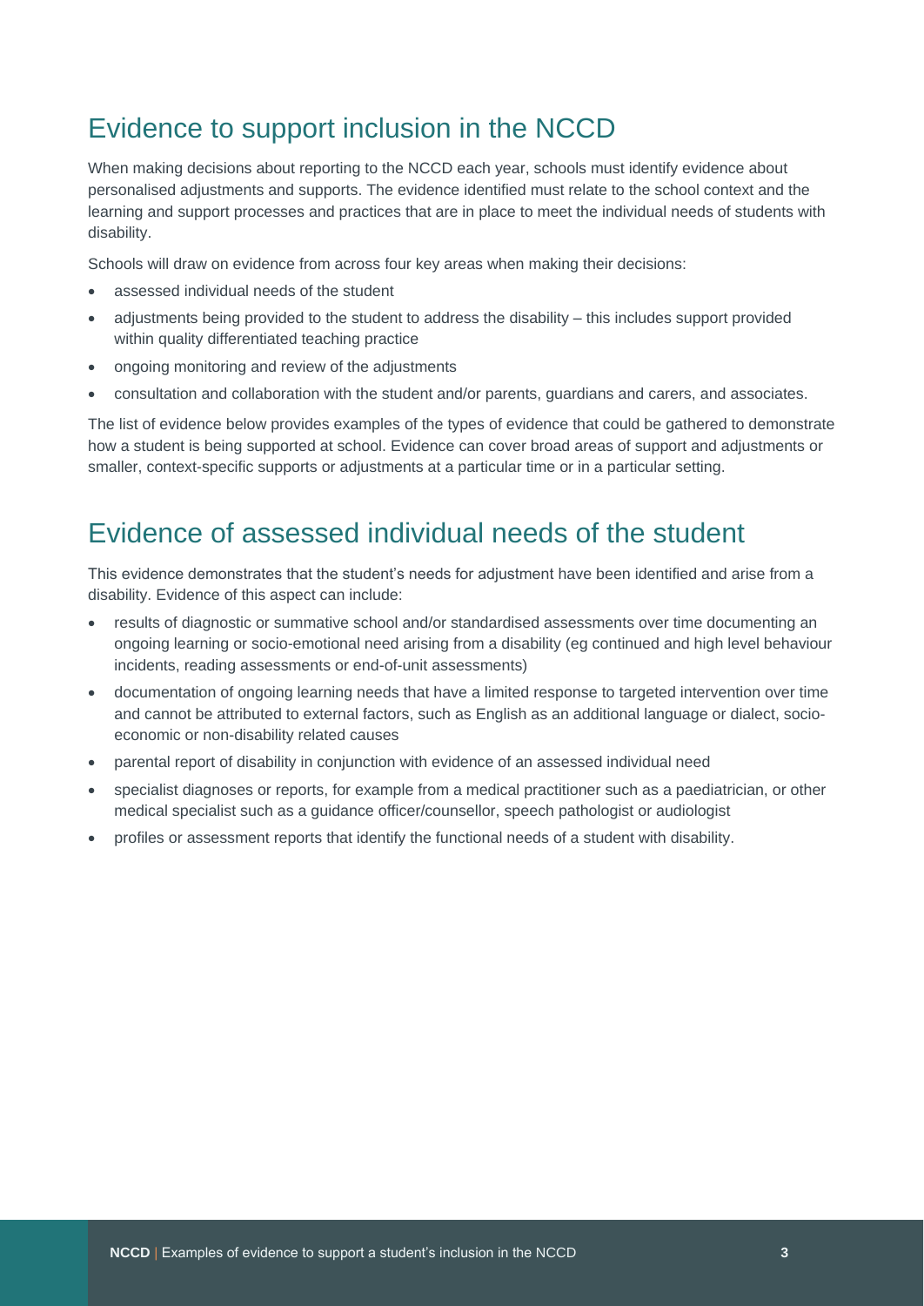## Evidence to support inclusion in the NCCD

When making decisions about reporting to the NCCD each year, schools must identify evidence about personalised adjustments and supports. The evidence identified must relate to the school context and the learning and support processes and practices that are in place to meet the individual needs of students with disability.

Schools will draw on evidence from across four key areas when making their decisions:

- assessed individual needs of the student
- adjustments being provided to the student to address the disability – this includes support provided within quality differentiated teaching practice
- ongoing monitoring and review of the adjustments
- consultation and collaboration with the student and/or parents, guardians and carers, and associates.

The list of evidence below provides examples of the types of evidence that could be gathered to demonstrate how a student is being supported at school. Evidence can cover broad areas of support and adjustments or smaller, context-specific supports or adjustments at a particular time or in a particular setting.

## Evidence of assessed individual needs of the student

This evidence demonstrates that the student's needs for adjustment have been identified and arise from a disability. Evidence of this aspect can include:

- results of diagnostic or summative school and/or standardised assessments over time documenting an ongoing learning or socio-emotional need arising from a disability (eg continued and high level behaviour incidents, reading assessments or end-of-unit assessments)
- documentation of ongoing learning needs that have a limited response to targeted intervention over time and cannot be attributed to external factors, such as English as an additional language or dialect, socio-economic or non-disability related causes
- parental report of disability in conjunction with evidence of an assessed individual need
- specialist diagnoses or reports, for example from a medical practitioner such as a paediatrician, or other medical specialist such as a guidance officer/counsellor, speech pathologist or audiologist
- profiles or assessment reports that identify the functional needs of a student with disability.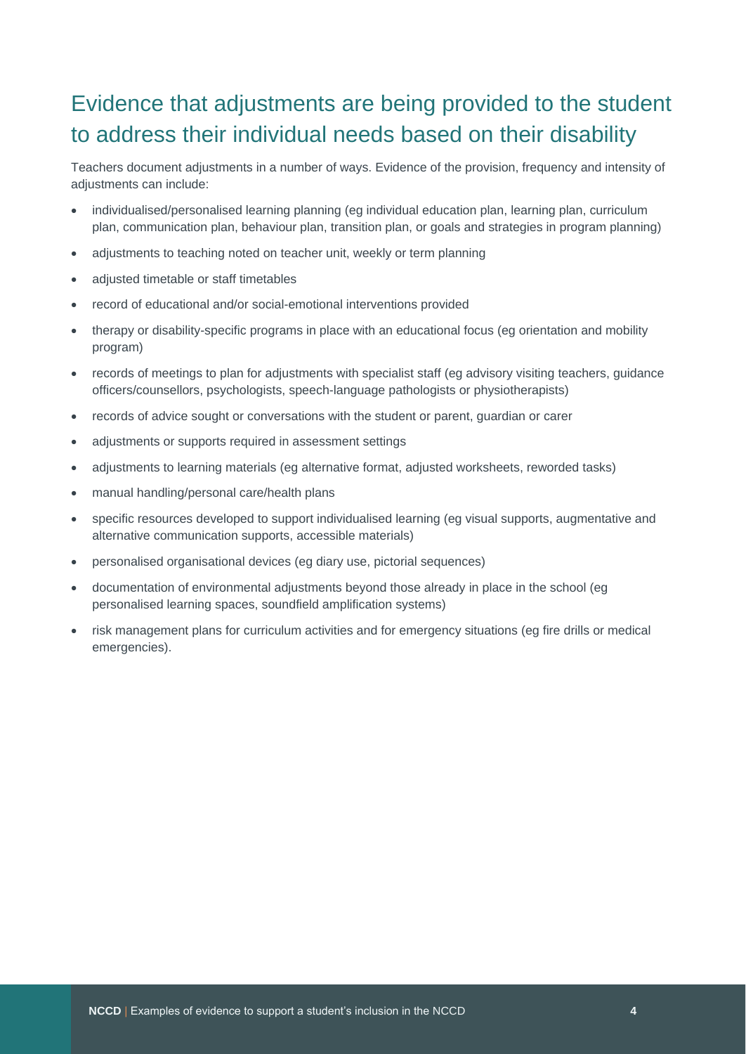## Evidence that adjustments are being provided to the student to address their individual needs based on their disability

Teachers document adjustments in a number of ways. Evidence of the provision, frequency and intensity of adjustments can include:

- individualised/personalised learning planning (eg individual education plan, learning plan, curriculum plan, communication plan, behaviour plan, transition plan, or goals and strategies in program planning)
- adjustments to teaching noted on teacher unit, weekly or term planning
- adjusted timetable or staff timetables
- record of educational and/or social-emotional interventions provided
- therapy or disability-specific programs in place with an educational focus (eg orientation and mobility program)
- records of meetings to plan for adjustments with specialist staff (eg advisory visiting teachers, guidance officers/counsellors, psychologists, speech-language pathologists or physiotherapists)
- records of advice sought or conversations with the student or parent, guardian or carer
- adjustments or supports required in assessment settings
- adjustments to learning materials (eg alternative format, adjusted worksheets, reworded tasks)
- manual handling/personal care/health plans
- specific resources developed to support individualised learning (eg visual supports, augmentative and alternative communication supports, accessible materials)
- personalised organisational devices (eg diary use, pictorial sequences)
- documentation of environmental adjustments beyond those already in place in the school (eg personalised learning spaces, soundfield amplification systems)
- risk management plans for curriculum activities and for emergency situations (eg fire drills or medical emergencies).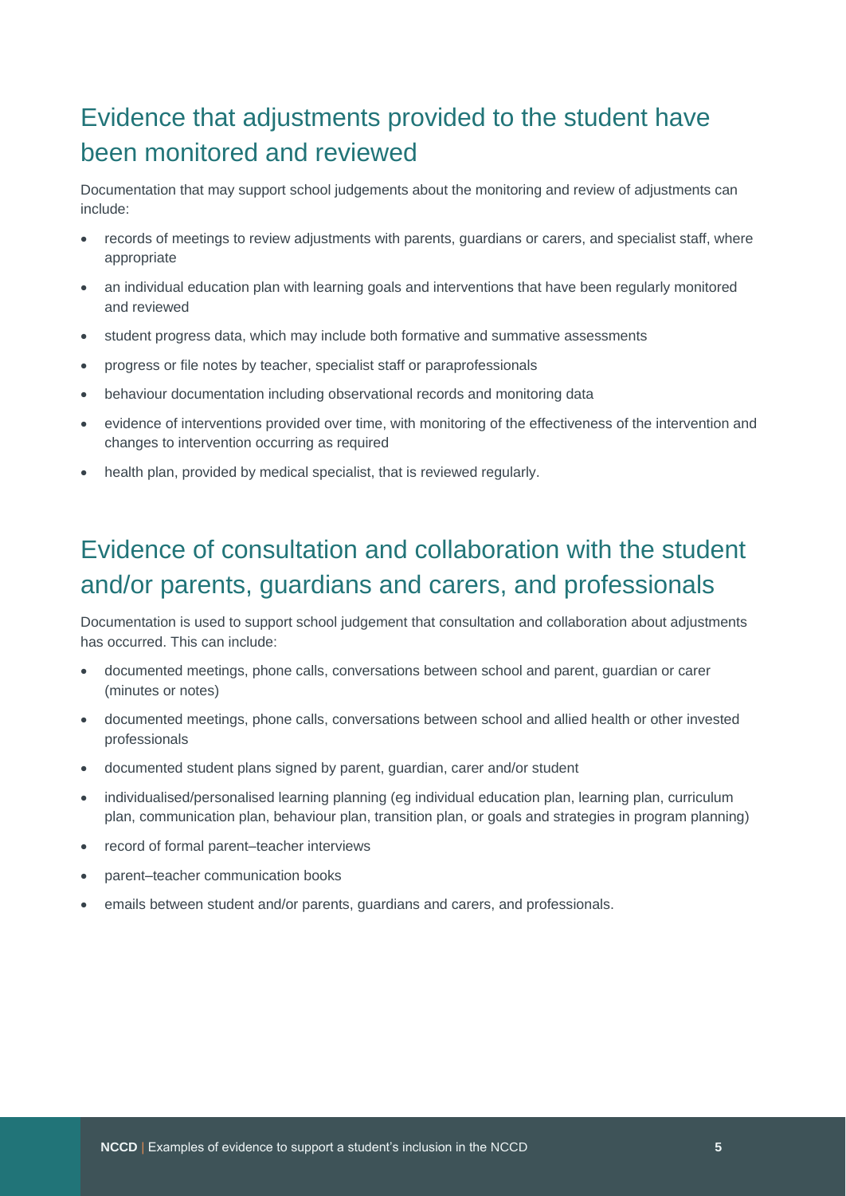## Evidence that adjustments provided to the student have been monitored and reviewed

Documentation that may support school judgements about the monitoring and review of adjustments can include:

- records of meetings to review adjustments with parents, guardians or carers, and specialist staff, where appropriate
- an individual education plan with learning goals and interventions that have been regularly monitored and reviewed
- student progress data, which may include both formative and summative assessments
- progress or file notes by teacher, specialist staff or paraprofessionals
- behaviour documentation including observational records and monitoring data
- evidence of interventions provided over time, with monitoring of the effectiveness of the intervention and changes to intervention occurring as required
- health plan, provided by medical specialist, that is reviewed regularly.

## Evidence of consultation and collaboration with the student and/or parents, guardians and carers, and professionals

Documentation is used to support school judgement that consultation and collaboration about adjustments has occurred. This can include:

- documented meetings, phone calls, conversations between school and parent, guardian or carer (minutes or notes)
- documented meetings, phone calls, conversations between school and allied health or other invested professionals
- documented student plans signed by parent, guardian, carer and/or student
- individualised/personalised learning planning (eg individual education plan, learning plan, curriculum plan, communication plan, behaviour plan, transition plan, or goals and strategies in program planning)
- record of formal parent–teacher interviews
- parent–teacher communication books
- emails between student and/or parents, guardians and carers, and professionals.